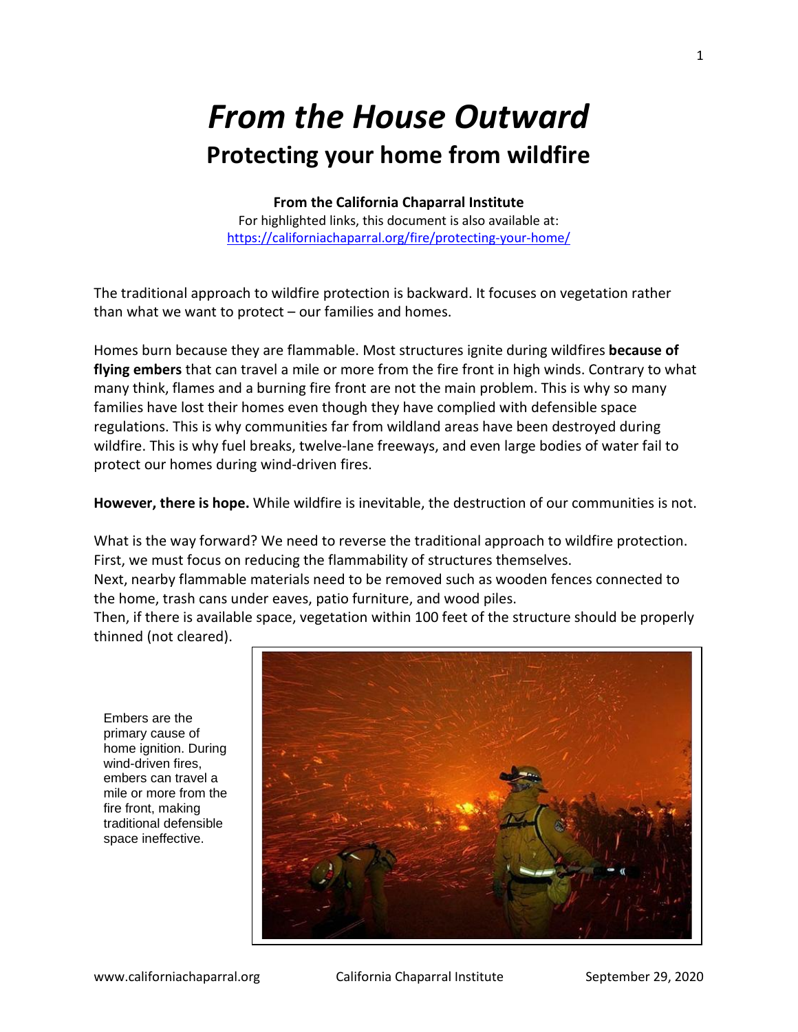# *From the House Outward*

## Protecting your home from wildfire

**From the California Chaparral Institute**
For highlighted links, this document is also available at:
https://californiachaparral.org/fire/protecting-your-home/

The traditional approach to wildfire protection is backward. It focuses on vegetation rather than what we want to protect – our families and homes.

Homes burn because they are flammable. Most structures ignite during wildfires **because of flying embers** that can travel a mile or more from the fire front in high winds. Contrary to what many think, flames and a burning fire front are not the main problem. This is why so many families have lost their homes even though they have complied with defensible space regulations. This is why communities far from wildland areas have been destroyed during wildfire. This is why fuel breaks, twelve-lane freeways, and even large bodies of water fail to protect our homes during wind-driven fires.

**However, there is hope.** While wildfire is inevitable, the destruction of our communities is not.

What is the way forward? We need to reverse the traditional approach to wildfire protection. First, we must focus on reducing the flammability of structures themselves.
Next, nearby flammable materials need to be removed such as wooden fences connected to the home, trash cans under eaves, patio furniture, and wood piles.
Then, if there is available space, vegetation within 100 feet of the structure should be properly thinned (not cleared).

Embers are the primary cause of home ignition. During wind-driven fires, embers can travel a mile or more from the fire front, making traditional defensible space ineffective.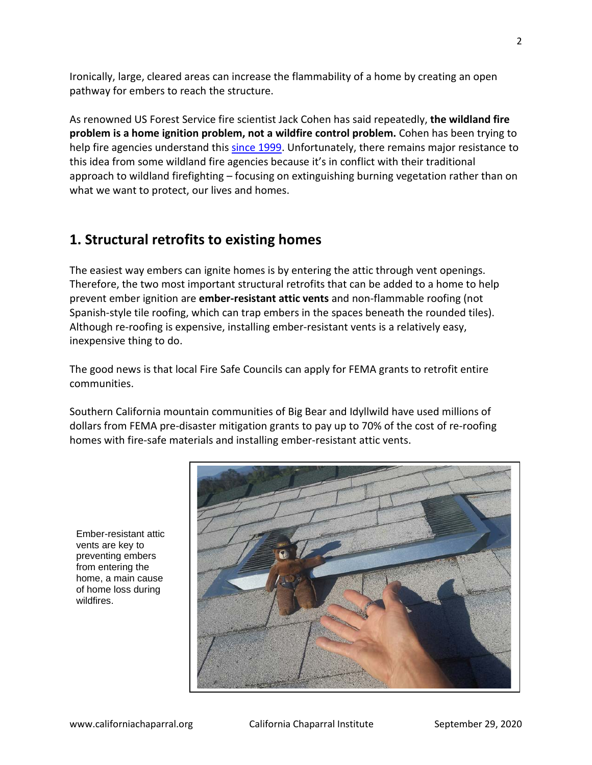Ironically, large, cleared areas can increase the flammability of a home by creating an open pathway for embers to reach the structure.

As renowned US Forest Service fire scientist Jack Cohen has said repeatedly, **the wildland fire problem is a home ignition problem, not a wildfire control problem.** Cohen has been trying to help fire agencies understand this since 1999. Unfortunately, there remains major resistance to this idea from some wildland fire agencies because it's in conflict with their traditional approach to wildland firefighting – focusing on extinguishing burning vegetation rather than on what we want to protect, our lives and homes.

## 1. Structural retrofits to existing homes

The easiest way embers can ignite homes is by entering the attic through vent openings. Therefore, the two most important structural retrofits that can be added to a home to help prevent ember ignition are **ember-resistant attic vents** and non-flammable roofing (not Spanish-style tile roofing, which can trap embers in the spaces beneath the rounded tiles). Although re-roofing is expensive, installing ember-resistant vents is a relatively easy, inexpensive thing to do.

The good news is that local Fire Safe Councils can apply for FEMA grants to retrofit entire communities.

Southern California mountain communities of Big Bear and Idyllwild have used millions of dollars from FEMA pre-disaster mitigation grants to pay up to 70% of the cost of re-roofing homes with fire-safe materials and installing ember-resistant attic vents.

Ember-resistant attic vents are key to preventing embers from entering the home, a main cause of home loss during wildfires.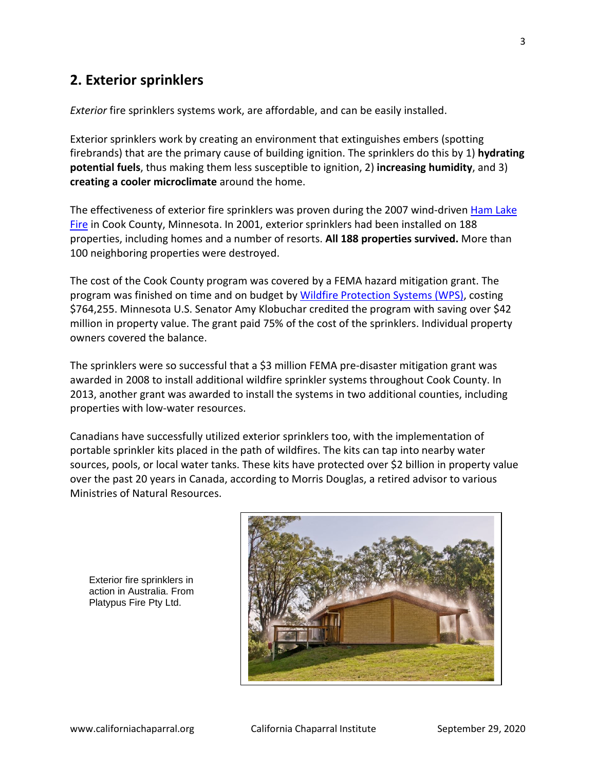## 2. Exterior sprinklers

*Exterior* fire sprinklers systems work, are affordable, and can be easily installed.

Exterior sprinklers work by creating an environment that extinguishes embers (spotting firebrands) that are the primary cause of building ignition. The sprinklers do this by 1) **hydrating potential fuels**, thus making them less susceptible to ignition, 2) **increasing humidity**, and 3) **creating a cooler microclimate** around the home.

The effectiveness of exterior fire sprinklers was proven during the 2007 wind-driven Ham Lake Fire in Cook County, Minnesota. In 2001, exterior sprinklers had been installed on 188 properties, including homes and a number of resorts. **All 188 properties survived.** More than 100 neighboring properties were destroyed.

The cost of the Cook County program was covered by a FEMA hazard mitigation grant. The program was finished on time and on budget by Wildfire Protection Systems (WPS), costing $764,255. Minnesota U.S. Senator Amy Klobuchar credited the program with saving over $42 million in property value. The grant paid 75% of the cost of the sprinklers. Individual property owners covered the balance.

The sprinklers were so successful that a $3 million FEMA pre-disaster mitigation grant was awarded in 2008 to install additional wildfire sprinkler systems throughout Cook County. In 2013, another grant was awarded to install the systems in two additional counties, including properties with low-water resources.

Canadians have successfully utilized exterior sprinklers too, with the implementation of portable sprinkler kits placed in the path of wildfires. The kits can tap into nearby water sources, pools, or local water tanks. These kits have protected over $2 billion in property value over the past 20 years in Canada, according to Morris Douglas, a retired advisor to various Ministries of Natural Resources.

Exterior fire sprinklers in action in Australia. From Platypus Fire Pty Ltd.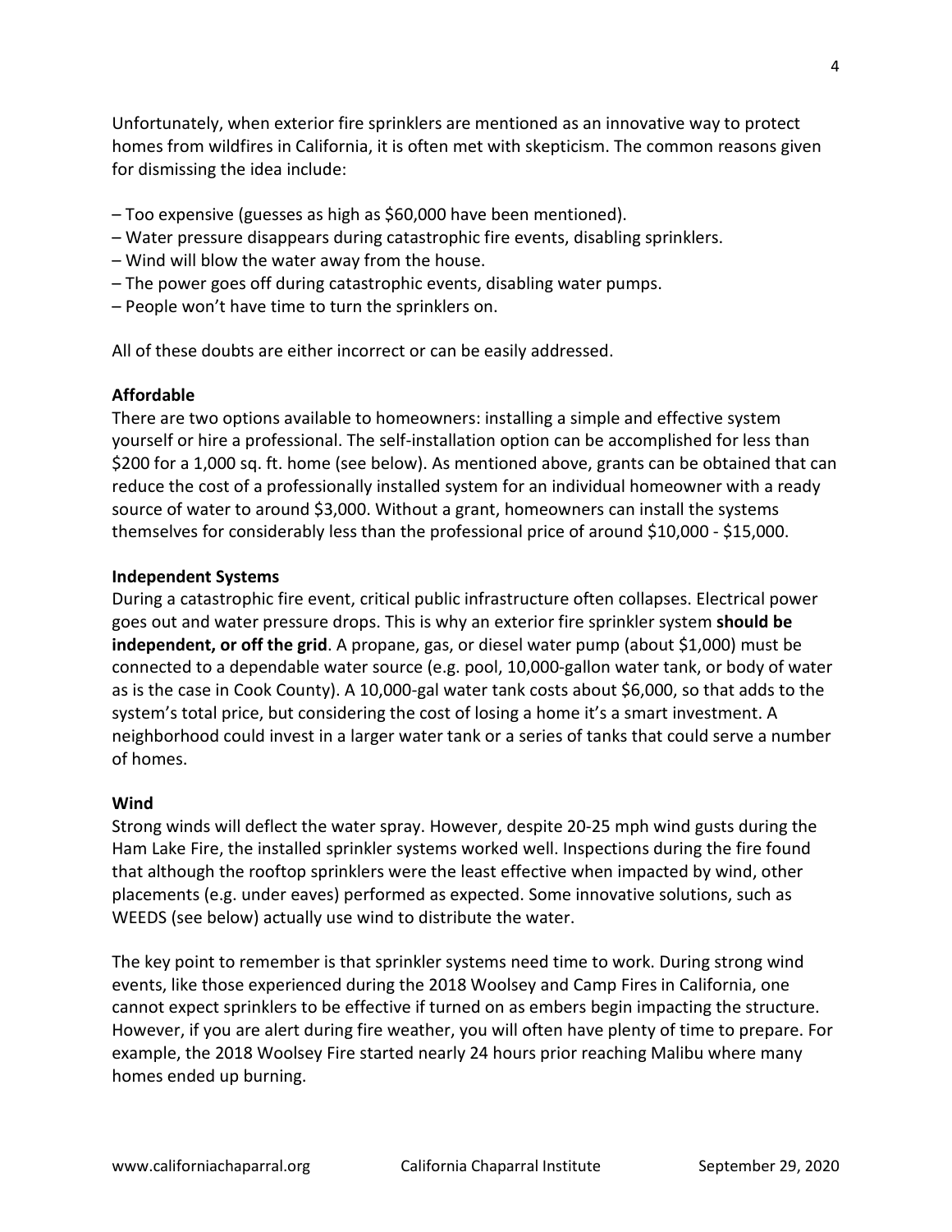Unfortunately, when exterior fire sprinklers are mentioned as an innovative way to protect homes from wildfires in California, it is often met with skepticism. The common reasons given for dismissing the idea include:

– Too expensive (guesses as high as $60,000 have been mentioned).
– Water pressure disappears during catastrophic fire events, disabling sprinklers.
– Wind will blow the water away from the house.
– The power goes off during catastrophic events, disabling water pumps.
– People won't have time to turn the sprinklers on.

All of these doubts are either incorrect or can be easily addressed.

**Affordable**
There are two options available to homeowners: installing a simple and effective system yourself or hire a professional. The self-installation option can be accomplished for less than $200 for a 1,000 sq. ft. home (see below). As mentioned above, grants can be obtained that can reduce the cost of a professionally installed system for an individual homeowner with a ready source of water to around $3,000. Without a grant, homeowners can install the systems themselves for considerably less than the professional price of around $10,000 - $15,000.

**Independent Systems**
During a catastrophic fire event, critical public infrastructure often collapses. Electrical power goes out and water pressure drops. This is why an exterior fire sprinkler system **should be independent, or off the grid**. A propane, gas, or diesel water pump (about $1,000) must be connected to a dependable water source (e.g. pool, 10,000-gallon water tank, or body of water as is the case in Cook County). A 10,000-gal water tank costs about $6,000, so that adds to the system's total price, but considering the cost of losing a home it's a smart investment. A neighborhood could invest in a larger water tank or a series of tanks that could serve a number of homes.

**Wind**
Strong winds will deflect the water spray. However, despite 20-25 mph wind gusts during the Ham Lake Fire, the installed sprinkler systems worked well. Inspections during the fire found that although the rooftop sprinklers were the least effective when impacted by wind, other placements (e.g. under eaves) performed as expected. Some innovative solutions, such as WEEDS (see below) actually use wind to distribute the water.

The key point to remember is that sprinkler systems need time to work. During strong wind events, like those experienced during the 2018 Woolsey and Camp Fires in California, one cannot expect sprinklers to be effective if turned on as embers begin impacting the structure. However, if you are alert during fire weather, you will often have plenty of time to prepare. For example, the 2018 Woolsey Fire started nearly 24 hours prior reaching Malibu where many homes ended up burning.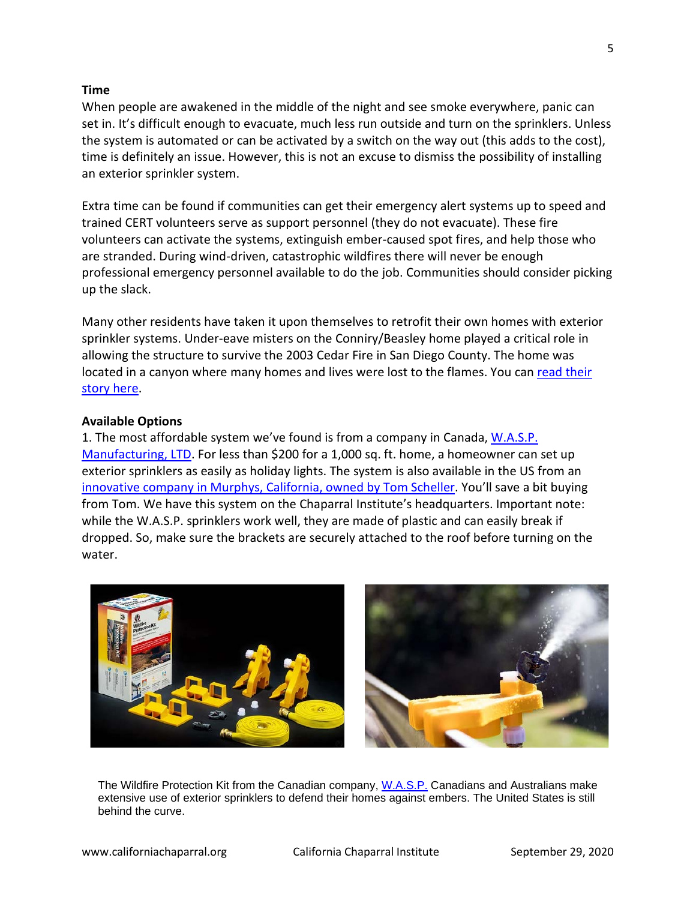**Time**

When people are awakened in the middle of the night and see smoke everywhere, panic can set in. It's difficult enough to evacuate, much less run outside and turn on the sprinklers. Unless the system is automated or can be activated by a switch on the way out (this adds to the cost), time is definitely an issue. However, this is not an excuse to dismiss the possibility of installing an exterior sprinkler system.

Extra time can be found if communities can get their emergency alert systems up to speed and trained CERT volunteers serve as support personnel (they do not evacuate). These fire volunteers can activate the systems, extinguish ember-caused spot fires, and help those who are stranded. During wind-driven, catastrophic wildfires there will never be enough professional emergency personnel available to do the job. Communities should consider picking up the slack.

Many other residents have taken it upon themselves to retrofit their own homes with exterior sprinkler systems. Under-eave misters on the Conniry/Beasley home played a critical role in allowing the structure to survive the 2003 Cedar Fire in San Diego County. The home was located in a canyon where many homes and lives were lost to the flames. You can read their story here.

**Available Options**

1. The most affordable system we've found is from a company in Canada, W.A.S.P. Manufacturing, LTD. For less than $200 for a 1,000 sq. ft. home, a homeowner can set up exterior sprinklers as easily as holiday lights. The system is also available in the US from an innovative company in Murphys, California, owned by Tom Scheller. You'll save a bit buying from Tom. We have this system on the Chaparral Institute's headquarters. Important note: while the W.A.S.P. sprinklers work well, they are made of plastic and can easily break if dropped. So, make sure the brackets are securely attached to the roof before turning on the water.

The Wildfire Protection Kit from the Canadian company, W.A.S.P. Canadians and Australians make extensive use of exterior sprinklers to defend their homes against embers. The United States is still behind the curve.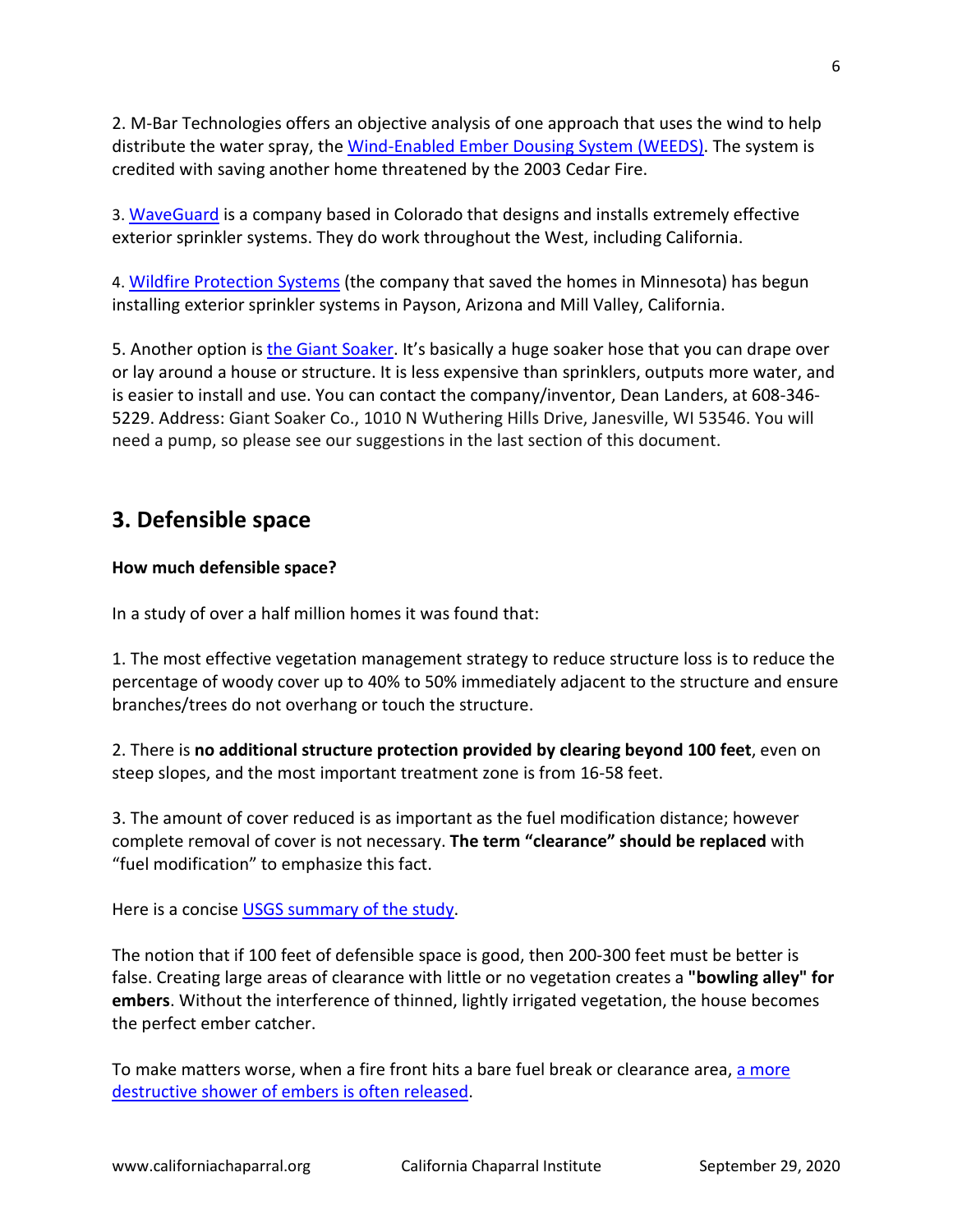2. M-Bar Technologies offers an objective analysis of one approach that uses the wind to help distribute the water spray, the Wind-Enabled Ember Dousing System (WEEDS). The system is credited with saving another home threatened by the 2003 Cedar Fire.

3. WaveGuard is a company based in Colorado that designs and installs extremely effective exterior sprinkler systems. They do work throughout the West, including California.

4. Wildfire Protection Systems (the company that saved the homes in Minnesota) has begun installing exterior sprinkler systems in Payson, Arizona and Mill Valley, California.

5. Another option is the Giant Soaker. It's basically a huge soaker hose that you can drape over or lay around a house or structure. It is less expensive than sprinklers, outputs more water, and is easier to install and use. You can contact the company/inventor, Dean Landers, at 608-346-5229. Address: Giant Soaker Co., 1010 N Wuthering Hills Drive, Janesville, WI 53546. You will need a pump, so please see our suggestions in the last section of this document.

## 3. Defensible space

**How much defensible space?**

In a study of over a half million homes it was found that:

1. The most effective vegetation management strategy to reduce structure loss is to reduce the percentage of woody cover up to 40% to 50% immediately adjacent to the structure and ensure branches/trees do not overhang or touch the structure.

2. There is **no additional structure protection provided by clearing beyond 100 feet**, even on steep slopes, and the most important treatment zone is from 16-58 feet.

3. The amount of cover reduced is as important as the fuel modification distance; however complete removal of cover is not necessary. **The term "clearance" should be replaced** with "fuel modification" to emphasize this fact.

Here is a concise USGS summary of the study.

The notion that if 100 feet of defensible space is good, then 200-300 feet must be better is false. Creating large areas of clearance with little or no vegetation creates a **"bowling alley" for embers**. Without the interference of thinned, lightly irrigated vegetation, the house becomes the perfect ember catcher.

To make matters worse, when a fire front hits a bare fuel break or clearance area, a more destructive shower of embers is often released.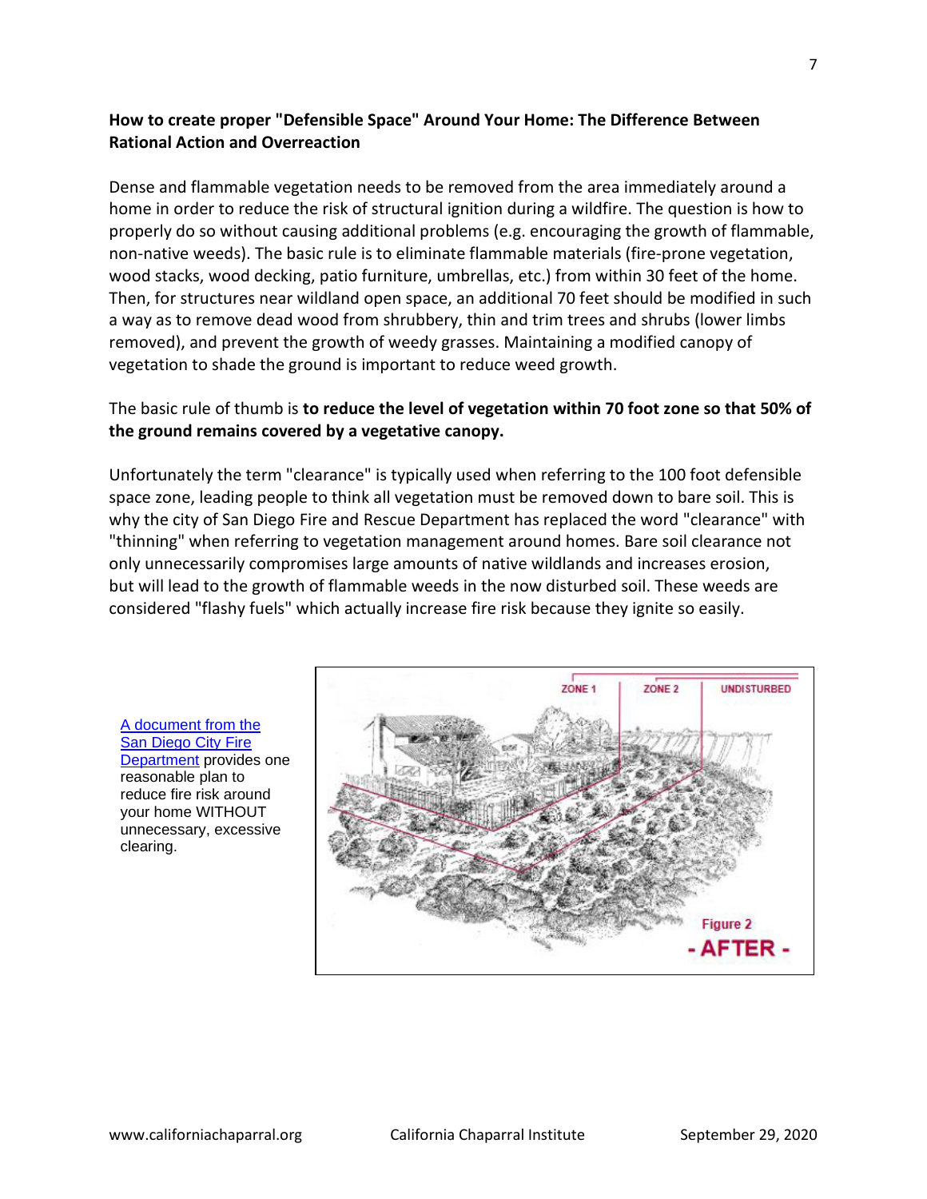**How to create proper "Defensible Space" Around Your Home: The Difference Between Rational Action and Overreaction**

Dense and flammable vegetation needs to be removed from the area immediately around a home in order to reduce the risk of structural ignition during a wildfire. The question is how to properly do so without causing additional problems (e.g. encouraging the growth of flammable, non-native weeds). The basic rule is to eliminate flammable materials (fire-prone vegetation, wood stacks, wood decking, patio furniture, umbrellas, etc.) from within 30 feet of the home. Then, for structures near wildland open space, an additional 70 feet should be modified in such a way as to remove dead wood from shrubbery, thin and trim trees and shrubs (lower limbs removed), and prevent the growth of weedy grasses. Maintaining a modified canopy of vegetation to shade the ground is important to reduce weed growth.

The basic rule of thumb is **to reduce the level of vegetation within 70 foot zone so that 50% of the ground remains covered by a vegetative canopy.**

Unfortunately the term "clearance" is typically used when referring to the 100 foot defensible space zone, leading people to think all vegetation must be removed down to bare soil. This is why the city of San Diego Fire and Rescue Department has replaced the word "clearance" with "thinning" when referring to vegetation management around homes. Bare soil clearance not only unnecessarily compromises large amounts of native wildlands and increases erosion, but will lead to the growth of flammable weeds in the now disturbed soil. These weeds are considered "flashy fuels" which actually increase fire risk because they ignite so easily.

A document from the San Diego City Fire Department provides one reasonable plan to reduce fire risk around your home WITHOUT unnecessary, excessive clearing.

ZONE 1

ZONE 2

UNDISTURBED

Figure 2

- AFTER -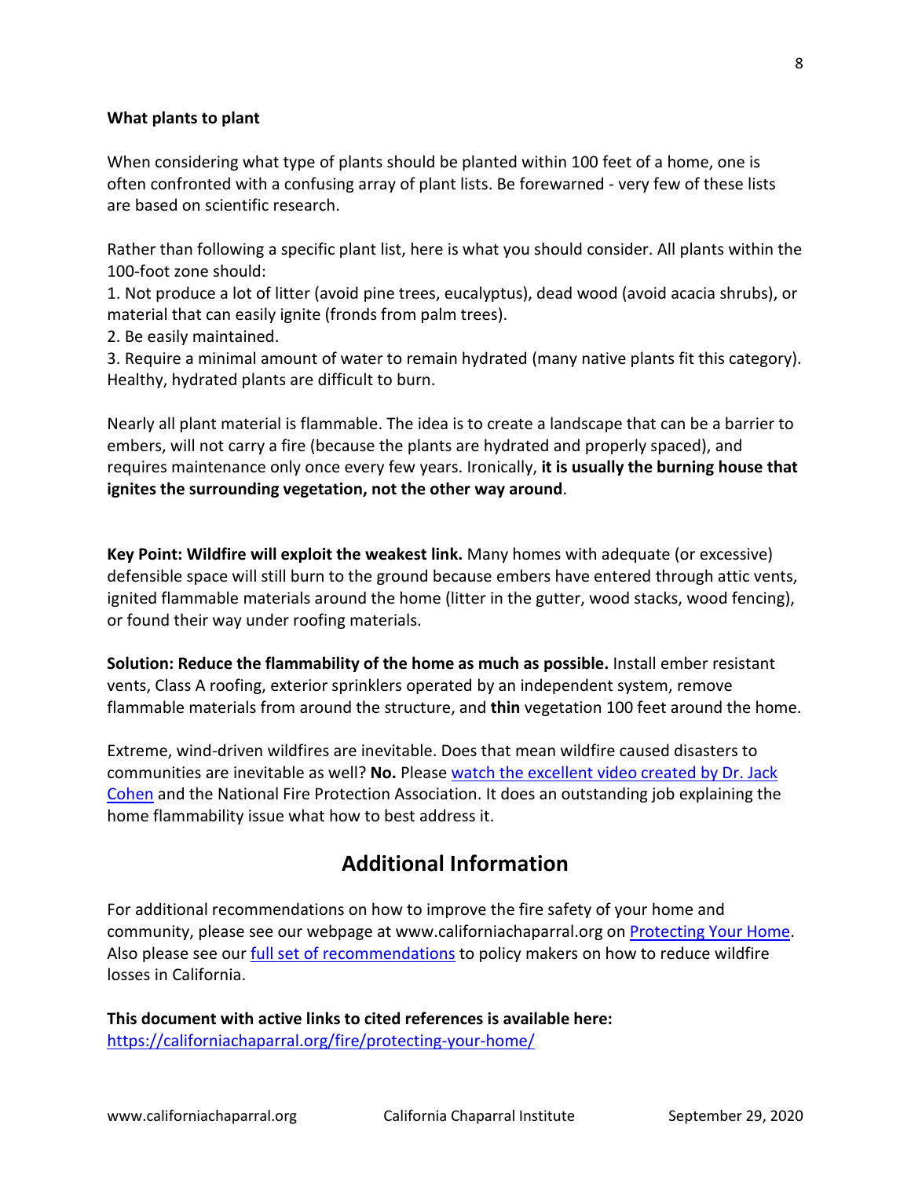**What plants to plant**

When considering what type of plants should be planted within 100 feet of a home, one is often confronted with a confusing array of plant lists. Be forewarned - very few of these lists are based on scientific research.

Rather than following a specific plant list, here is what you should consider. All plants within the 100-foot zone should:

1. Not produce a lot of litter (avoid pine trees, eucalyptus), dead wood (avoid acacia shrubs), or material that can easily ignite (fronds from palm trees).
2. Be easily maintained.
3. Require a minimal amount of water to remain hydrated (many native plants fit this category). Healthy, hydrated plants are difficult to burn.

Nearly all plant material is flammable. The idea is to create a landscape that can be a barrier to embers, will not carry a fire (because the plants are hydrated and properly spaced), and requires maintenance only once every few years. Ironically, **it is usually the burning house that ignites the surrounding vegetation, not the other way around**.

**Key Point: Wildfire will exploit the weakest link.** Many homes with adequate (or excessive) defensible space will still burn to the ground because embers have entered through attic vents, ignited flammable materials around the home (litter in the gutter, wood stacks, wood fencing), or found their way under roofing materials.

**Solution: Reduce the flammability of the home as much as possible.** Install ember resistant vents, Class A roofing, exterior sprinklers operated by an independent system, remove flammable materials from around the structure, and **thin** vegetation 100 feet around the home.

Extreme, wind-driven wildfires are inevitable. Does that mean wildfire caused disasters to communities are inevitable as well? **No.** Please watch the excellent video created by Dr. Jack Cohen and the National Fire Protection Association. It does an outstanding job explaining the home flammability issue what how to best address it.

## Additional Information

For additional recommendations on how to improve the fire safety of your home and community, please see our webpage at www.californiachaparral.org on Protecting Your Home. Also please see our full set of recommendations to policy makers on how to reduce wildfire losses in California.

**This document with active links to cited references is available here:**
https://californiachaparral.org/fire/protecting-your-home/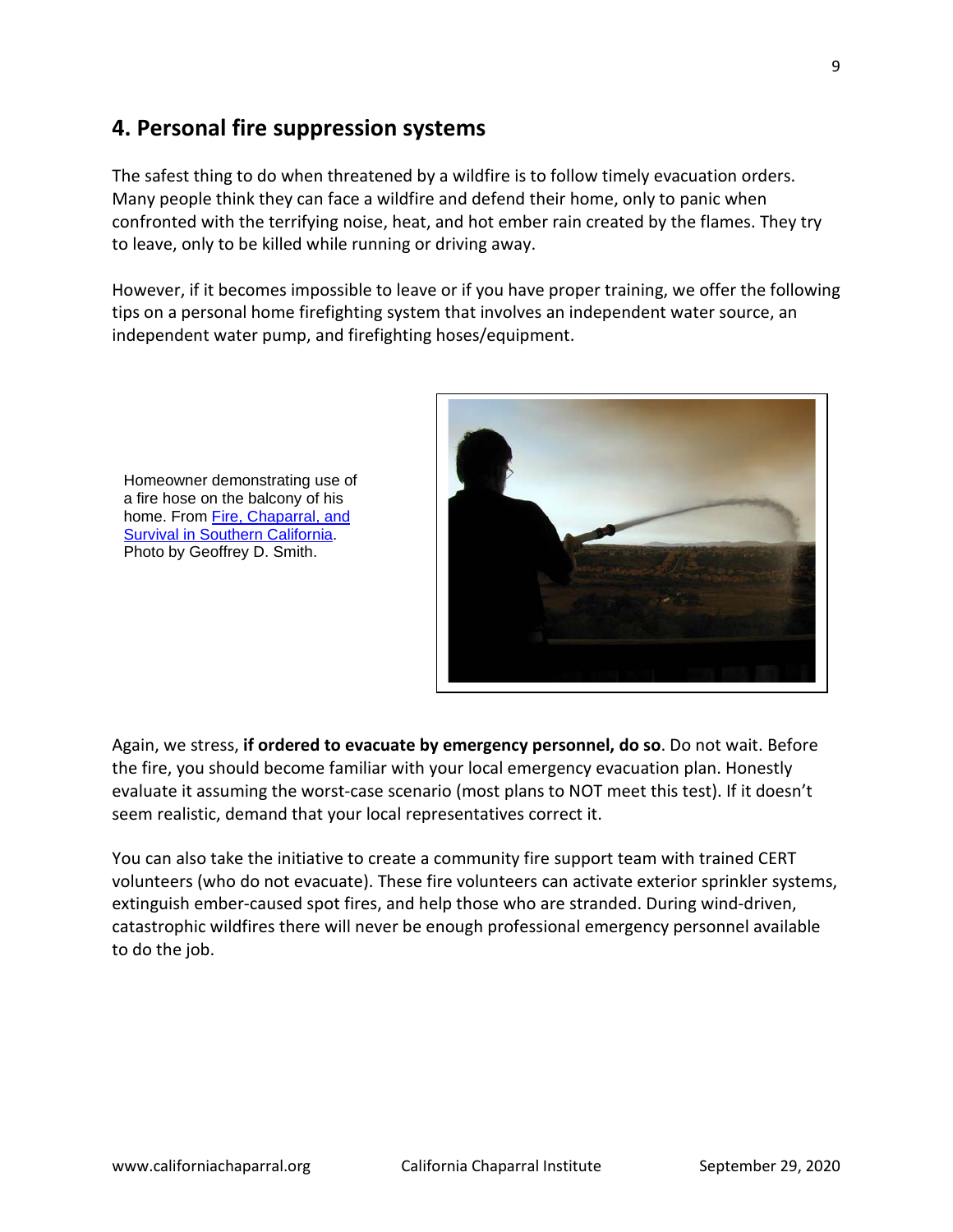## 4. Personal fire suppression systems

The safest thing to do when threatened by a wildfire is to follow timely evacuation orders. Many people think they can face a wildfire and defend their home, only to panic when confronted with the terrifying noise, heat, and hot ember rain created by the flames. They try to leave, only to be killed while running or driving away.

However, if it becomes impossible to leave or if you have proper training, we offer the following tips on a personal home firefighting system that involves an independent water source, an independent water pump, and firefighting hoses/equipment.

Homeowner demonstrating use of a fire hose on the balcony of his home. From Fire, Chaparral, and Survival in Southern California. Photo by Geoffrey D. Smith.

Again, we stress, **if ordered to evacuate by emergency personnel, do so**. Do not wait. Before the fire, you should become familiar with your local emergency evacuation plan. Honestly evaluate it assuming the worst-case scenario (most plans to NOT meet this test). If it doesn't seem realistic, demand that your local representatives correct it.

You can also take the initiative to create a community fire support team with trained CERT volunteers (who do not evacuate). These fire volunteers can activate exterior sprinkler systems, extinguish ember-caused spot fires, and help those who are stranded. During wind-driven, catastrophic wildfires there will never be enough professional emergency personnel available to do the job.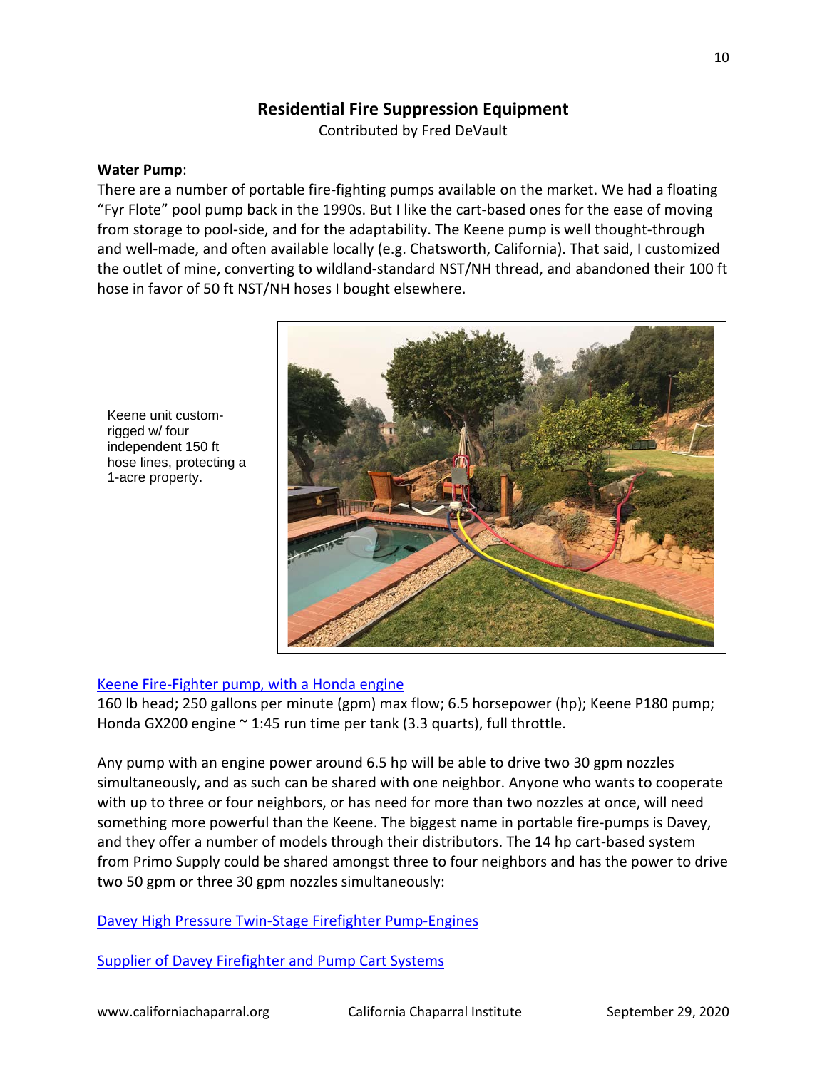## Residential Fire Suppression Equipment

Contributed by Fred DeVault

**Water Pump**:

There are a number of portable fire-fighting pumps available on the market. We had a floating "Fyr Flote" pool pump back in the 1990s. But I like the cart-based ones for the ease of moving from storage to pool-side, and for the adaptability. The Keene pump is well thought-through and well-made, and often available locally (e.g. Chatsworth, California). That said, I customized the outlet of mine, converting to wildland-standard NST/NH thread, and abandoned their 100 ft hose in favor of 50 ft NST/NH hoses I bought elsewhere.

Keene unit custom-rigged w/ four independent 150 ft hose lines, protecting a 1-acre property.

Keene Fire-Fighter pump, with a Honda engine

160 lb head; 250 gallons per minute (gpm) max flow; 6.5 horsepower (hp); Keene P180 pump; Honda GX200 engine ~ 1:45 run time per tank (3.3 quarts), full throttle.

Any pump with an engine power around 6.5 hp will be able to drive two 30 gpm nozzles simultaneously, and as such can be shared with one neighbor. Anyone who wants to cooperate with up to three or four neighbors, or has need for more than two nozzles at once, will need something more powerful than the Keene. The biggest name in portable fire-pumps is Davey, and they offer a number of models through their distributors. The 14 hp cart-based system from Primo Supply could be shared amongst three to four neighbors and has the power to drive two 50 gpm or three 30 gpm nozzles simultaneously:

Davey High Pressure Twin-Stage Firefighter Pump-Engines

Supplier of Davey Firefighter and Pump Cart Systems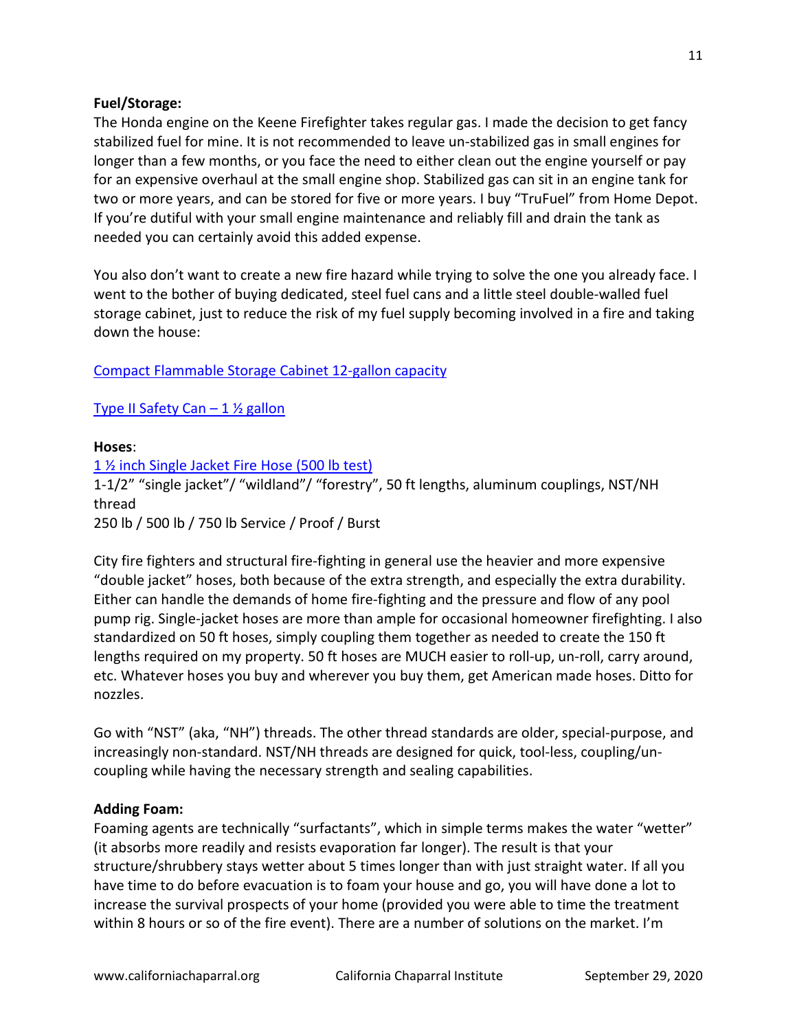**Fuel/Storage:**

The Honda engine on the Keene Firefighter takes regular gas. I made the decision to get fancy stabilized fuel for mine. It is not recommended to leave un-stabilized gas in small engines for longer than a few months, or you face the need to either clean out the engine yourself or pay for an expensive overhaul at the small engine shop. Stabilized gas can sit in an engine tank for two or more years, and can be stored for five or more years. I buy "TruFuel" from Home Depot. If you're dutiful with your small engine maintenance and reliably fill and drain the tank as needed you can certainly avoid this added expense.

You also don't want to create a new fire hazard while trying to solve the one you already face. I went to the bother of buying dedicated, steel fuel cans and a little steel double-walled fuel storage cabinet, just to reduce the risk of my fuel supply becoming involved in a fire and taking down the house:

Compact Flammable Storage Cabinet 12-gallon capacity

Type II Safety Can – 1 ½ gallon

**Hoses**:

1 ½ inch Single Jacket Fire Hose (500 lb test)

1-1/2" "single jacket"/ "wildland"/ "forestry", 50 ft lengths, aluminum couplings, NST/NH thread

250 lb / 500 lb / 750 lb Service / Proof / Burst

City fire fighters and structural fire-fighting in general use the heavier and more expensive "double jacket" hoses, both because of the extra strength, and especially the extra durability. Either can handle the demands of home fire-fighting and the pressure and flow of any pool pump rig. Single-jacket hoses are more than ample for occasional homeowner firefighting. I also standardized on 50 ft hoses, simply coupling them together as needed to create the 150 ft lengths required on my property. 50 ft hoses are MUCH easier to roll-up, un-roll, carry around, etc. Whatever hoses you buy and wherever you buy them, get American made hoses. Ditto for nozzles.

Go with "NST" (aka, "NH") threads. The other thread standards are older, special-purpose, and increasingly non-standard. NST/NH threads are designed for quick, tool-less, coupling/un-coupling while having the necessary strength and sealing capabilities.

**Adding Foam:**

Foaming agents are technically "surfactants", which in simple terms makes the water "wetter" (it absorbs more readily and resists evaporation far longer). The result is that your structure/shrubbery stays wetter about 5 times longer than with just straight water. If all you have time to do before evacuation is to foam your house and go, you will have done a lot to increase the survival prospects of your home (provided you were able to time the treatment within 8 hours or so of the fire event). There are a number of solutions on the market. I'm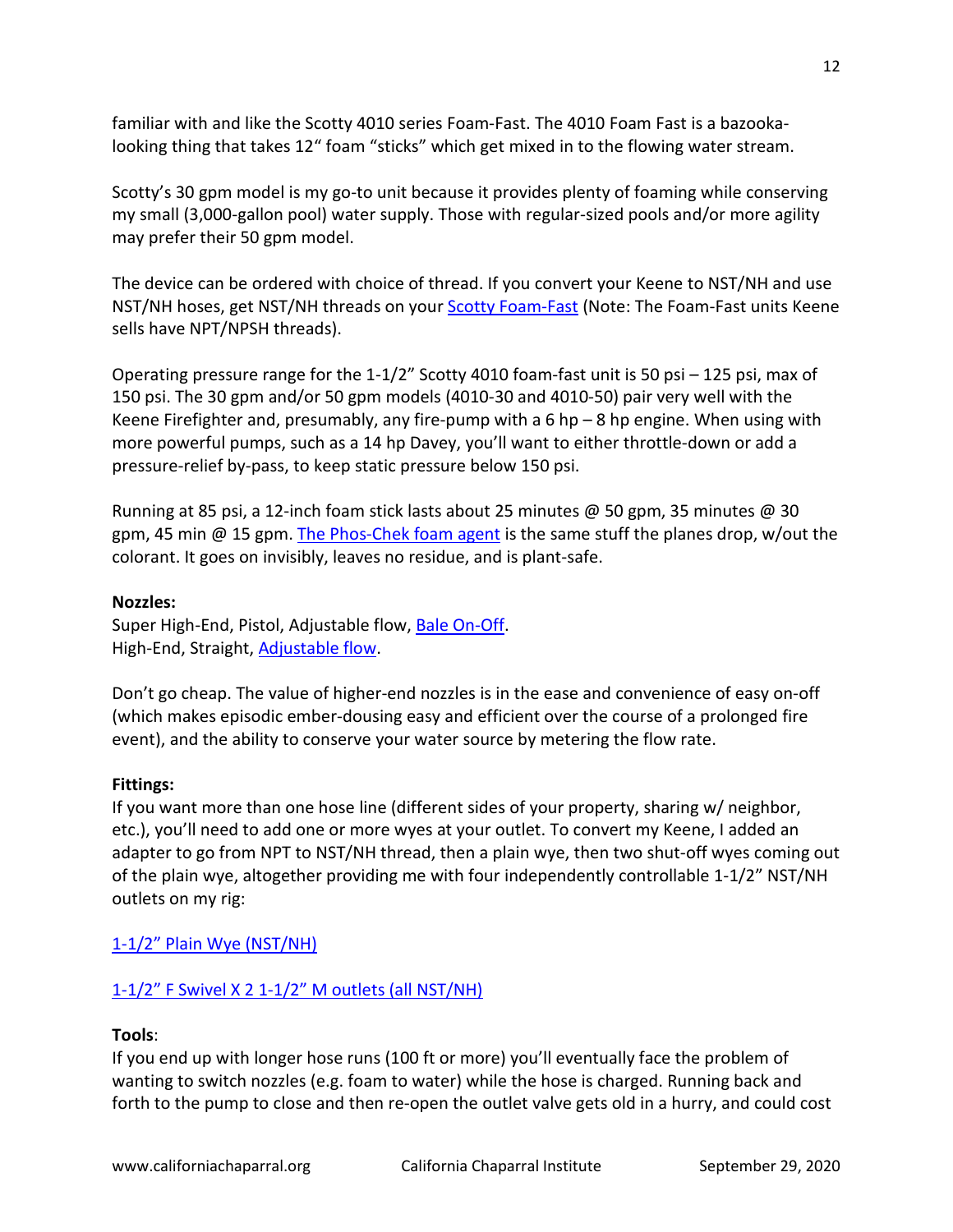familiar with and like the Scotty 4010 series Foam-Fast. The 4010 Foam Fast is a bazooka-looking thing that takes 12" foam "sticks" which get mixed in to the flowing water stream.

Scotty's 30 gpm model is my go-to unit because it provides plenty of foaming while conserving my small (3,000-gallon pool) water supply. Those with regular-sized pools and/or more agility may prefer their 50 gpm model.

The device can be ordered with choice of thread. If you convert your Keene to NST/NH and use NST/NH hoses, get NST/NH threads on your Scotty Foam-Fast (Note: The Foam-Fast units Keene sells have NPT/NPSH threads).

Operating pressure range for the 1-1/2" Scotty 4010 foam-fast unit is 50 psi – 125 psi, max of 150 psi. The 30 gpm and/or 50 gpm models (4010-30 and 4010-50) pair very well with the Keene Firefighter and, presumably, any fire-pump with a 6 hp – 8 hp engine. When using with more powerful pumps, such as a 14 hp Davey, you'll want to either throttle-down or add a pressure-relief by-pass, to keep static pressure below 150 psi.

Running at 85 psi, a 12-inch foam stick lasts about 25 minutes @ 50 gpm, 35 minutes @ 30 gpm, 45 min @ 15 gpm. The Phos-Chek foam agent is the same stuff the planes drop, w/out the colorant. It goes on invisibly, leaves no residue, and is plant-safe.

**Nozzles:**
Super High-End, Pistol, Adjustable flow, Bale On-Off.
High-End, Straight, Adjustable flow.

Don't go cheap. The value of higher-end nozzles is in the ease and convenience of easy on-off (which makes episodic ember-dousing easy and efficient over the course of a prolonged fire event), and the ability to conserve your water source by metering the flow rate.

**Fittings:**
If you want more than one hose line (different sides of your property, sharing w/ neighbor, etc.), you'll need to add one or more wyes at your outlet. To convert my Keene, I added an adapter to go from NPT to NST/NH thread, then a plain wye, then two shut-off wyes coming out of the plain wye, altogether providing me with four independently controllable 1-1/2" NST/NH outlets on my rig:

1-1/2" Plain Wye (NST/NH)

1-1/2" F Swivel X 2 1-1/2" M outlets (all NST/NH)

**Tools**:
If you end up with longer hose runs (100 ft or more) you'll eventually face the problem of wanting to switch nozzles (e.g. foam to water) while the hose is charged. Running back and forth to the pump to close and then re-open the outlet valve gets old in a hurry, and could cost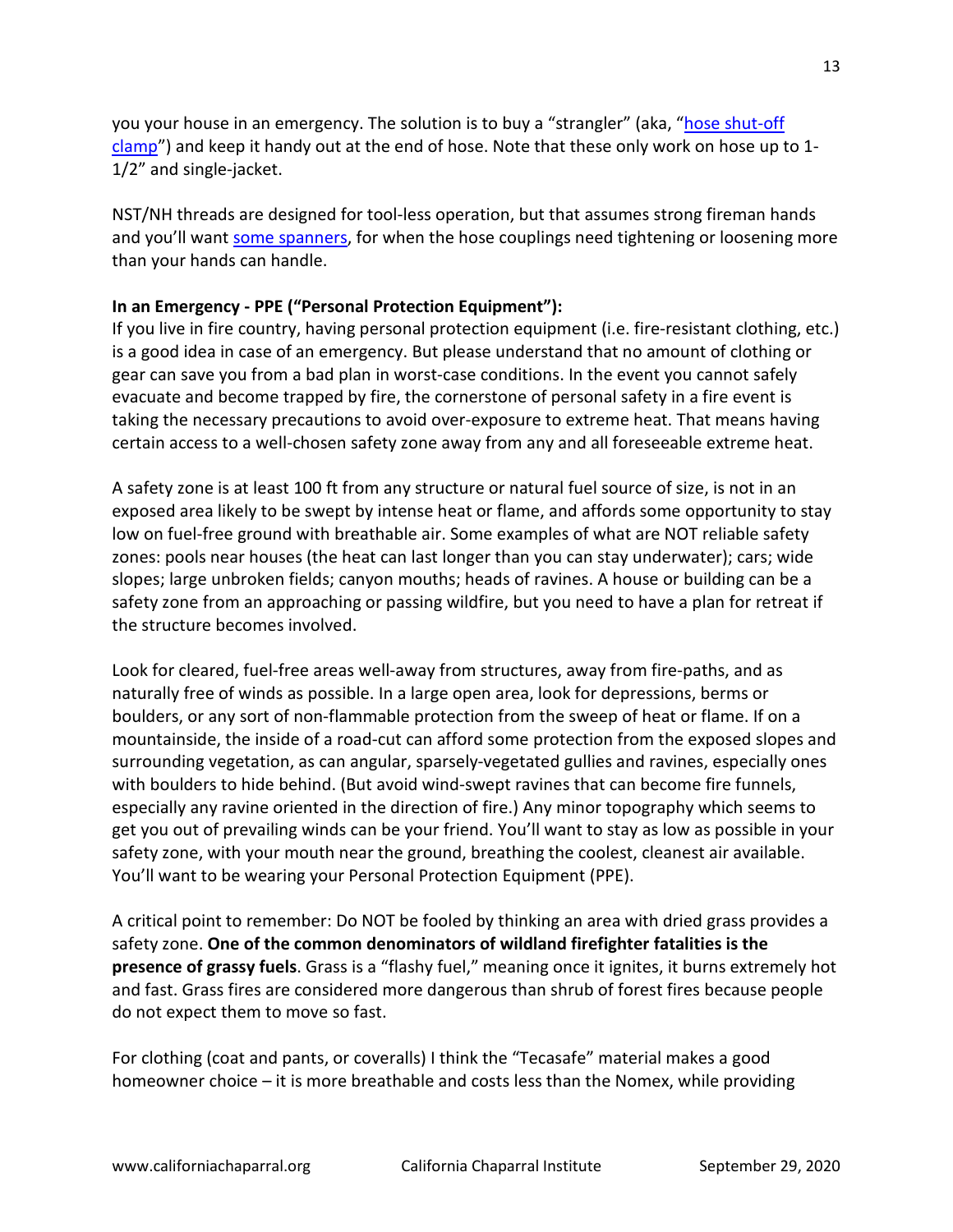you your house in an emergency. The solution is to buy a "strangler" (aka, "hose shut-off clamp") and keep it handy out at the end of hose. Note that these only work on hose up to 1-1/2" and single-jacket.

NST/NH threads are designed for tool-less operation, but that assumes strong fireman hands and you'll want some spanners, for when the hose couplings need tightening or loosening more than your hands can handle.

**In an Emergency - PPE ("Personal Protection Equipment"):**

If you live in fire country, having personal protection equipment (i.e. fire-resistant clothing, etc.) is a good idea in case of an emergency. But please understand that no amount of clothing or gear can save you from a bad plan in worst-case conditions. In the event you cannot safely evacuate and become trapped by fire, the cornerstone of personal safety in a fire event is taking the necessary precautions to avoid over-exposure to extreme heat. That means having certain access to a well-chosen safety zone away from any and all foreseeable extreme heat.

A safety zone is at least 100 ft from any structure or natural fuel source of size, is not in an exposed area likely to be swept by intense heat or flame, and affords some opportunity to stay low on fuel-free ground with breathable air. Some examples of what are NOT reliable safety zones: pools near houses (the heat can last longer than you can stay underwater); cars; wide slopes; large unbroken fields; canyon mouths; heads of ravines. A house or building can be a safety zone from an approaching or passing wildfire, but you need to have a plan for retreat if the structure becomes involved.

Look for cleared, fuel-free areas well-away from structures, away from fire-paths, and as naturally free of winds as possible. In a large open area, look for depressions, berms or boulders, or any sort of non-flammable protection from the sweep of heat or flame. If on a mountainside, the inside of a road-cut can afford some protection from the exposed slopes and surrounding vegetation, as can angular, sparsely-vegetated gullies and ravines, especially ones with boulders to hide behind. (But avoid wind-swept ravines that can become fire funnels, especially any ravine oriented in the direction of fire.) Any minor topography which seems to get you out of prevailing winds can be your friend. You'll want to stay as low as possible in your safety zone, with your mouth near the ground, breathing the coolest, cleanest air available. You'll want to be wearing your Personal Protection Equipment (PPE).

A critical point to remember: Do NOT be fooled by thinking an area with dried grass provides a safety zone. **One of the common denominators of wildland firefighter fatalities is the presence of grassy fuels**. Grass is a "flashy fuel," meaning once it ignites, it burns extremely hot and fast. Grass fires are considered more dangerous than shrub of forest fires because people do not expect them to move so fast.

For clothing (coat and pants, or coveralls) I think the "Tecasafe" material makes a good homeowner choice – it is more breathable and costs less than the Nomex, while providing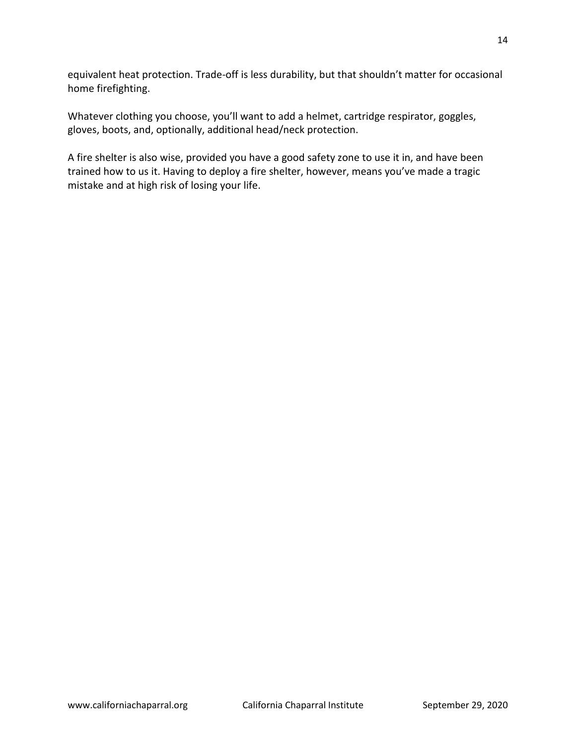equivalent heat protection. Trade-off is less durability, but that shouldn't matter for occasional home firefighting.

Whatever clothing you choose, you'll want to add a helmet, cartridge respirator, goggles, gloves, boots, and, optionally, additional head/neck protection.

A fire shelter is also wise, provided you have a good safety zone to use it in, and have been trained how to us it. Having to deploy a fire shelter, however, means you've made a tragic mistake and at high risk of losing your life.